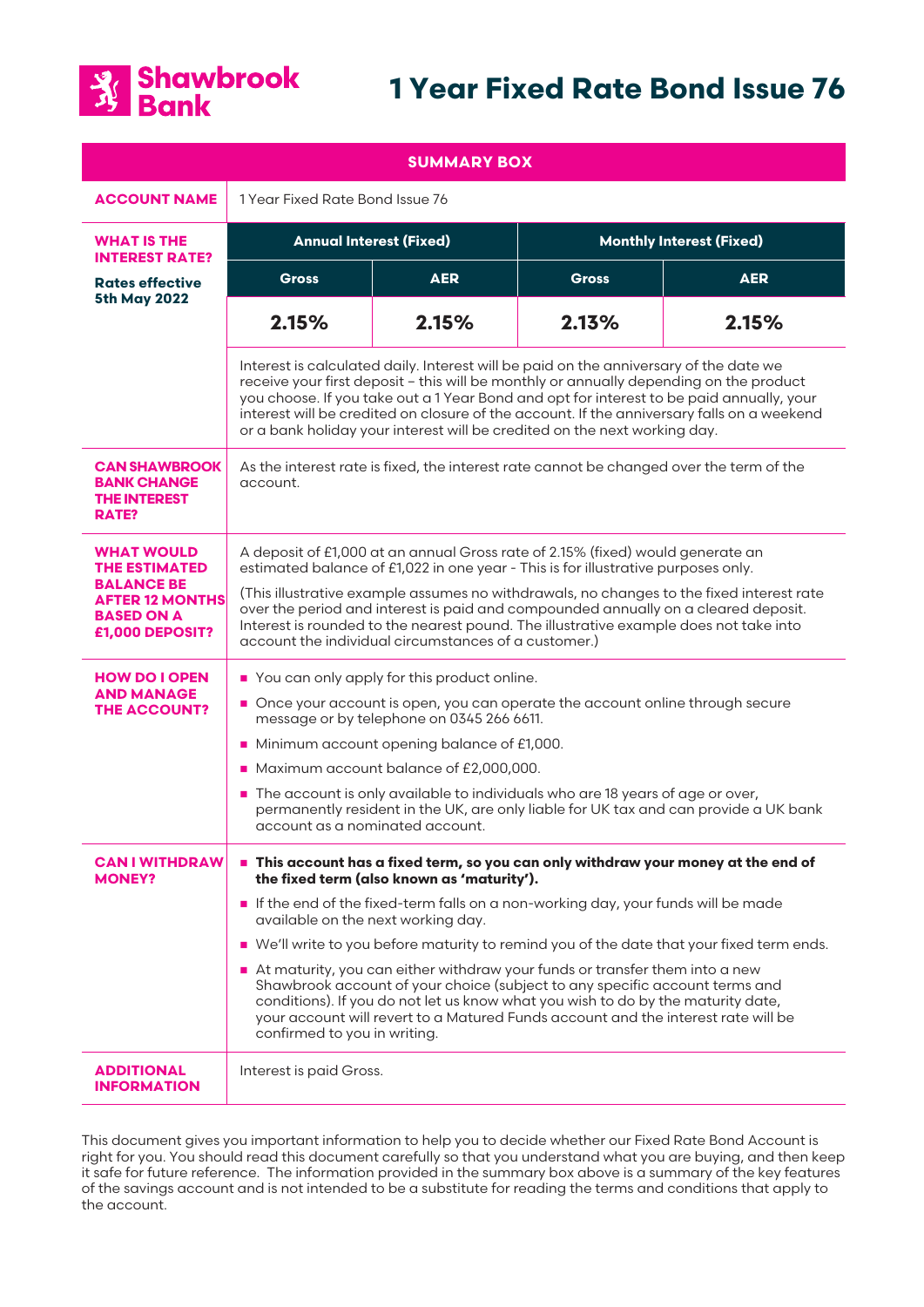# Shawbrook Bank

# 1 Year Fixed Rate Bond Issue 76

## SUMMARY BOX

| | | | | |
|---|---|---|---|---|
| **ACCOUNT NAME** | 1 Year Fixed Rate Bond Issue 76 | | | |
| **WHAT IS THE INTEREST RATE?** **Rates effective 5th May 2022** | **Annual Interest (Fixed)** | | **Monthly Interest (Fixed)** | |
| | **Gross** | **AER** | **Gross** | **AER** |
| | **2.15%** | **2.15%** | **2.13%** | **2.15%** |
| | Interest is calculated daily. Interest will be paid on the anniversary of the date we receive your first deposit – this will be monthly or annually depending on the product you choose. If you take out a 1 Year Bond and opt for interest to be paid annually, your interest will be credited on closure of the account. If the anniversary falls on a weekend or a bank holiday your interest will be credited on the next working day. | | | |
| **CAN SHAWBROOK BANK CHANGE THE INTEREST RATE?** | As the interest rate is fixed, the interest rate cannot be changed over the term of the account. | | | |
| **WHAT WOULD THE ESTIMATED BALANCE BE AFTER 12 MONTHS BASED ON A £1,000 DEPOSIT?** | A deposit of £1,000 at an annual Gross rate of 2.15% (fixed) would generate an estimated balance of £1,022 in one year - This is for illustrative purposes only. (This illustrative example assumes no withdrawals, no changes to the fixed interest rate over the period and interest is paid and compounded annually on a cleared deposit. Interest is rounded to the nearest pound. The illustrative example does not take into account the individual circumstances of a customer.) | | | |
| **HOW DO I OPEN AND MANAGE THE ACCOUNT?** | ■ You can only apply for this product online. ■ Once your account is open, you can operate the account online through secure message or by telephone on 0345 266 6611. ■ Minimum account opening balance of £1,000. ■ Maximum account balance of £2,000,000. ■ The account is only available to individuals who are 18 years of age or over, permanently resident in the UK, are only liable for UK tax and can provide a UK bank account as a nominated account. | | | |
| **CAN I WITHDRAW MONEY?** | ■ **This account has a fixed term, so you can only withdraw your money at the end of the fixed term (also known as 'maturity').** ■ If the end of the fixed-term falls on a non-working day, your funds will be made available on the next working day. ■ We'll write to you before maturity to remind you of the date that your fixed term ends. ■ At maturity, you can either withdraw your funds or transfer them into a new Shawbrook account of your choice (subject to any specific account terms and conditions). If you do not let us know what you wish to do by the maturity date, your account will revert to a Matured Funds account and the interest rate will be confirmed to you in writing. | | | |
| **ADDITIONAL INFORMATION** | Interest is paid Gross. | | | |

This document gives you important information to help you to decide whether our Fixed Rate Bond Account is right for you. You should read this document carefully so that you understand what you are buying, and then keep it safe for future reference. The information provided in the summary box above is a summary of the key features of the savings account and is not intended to be a substitute for reading the terms and conditions that apply to the account.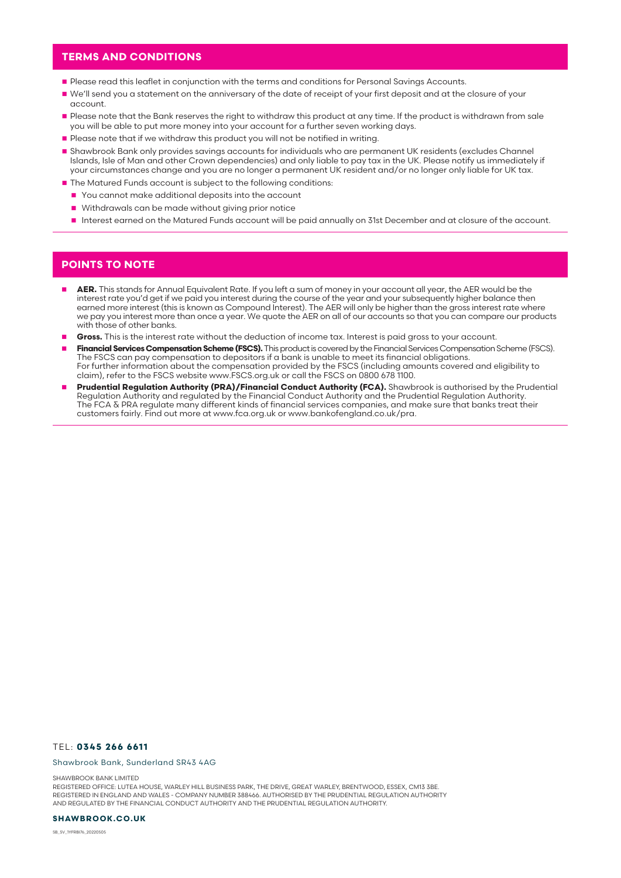## TERMS AND CONDITIONS

- Please read this leaflet in conjunction with the terms and conditions for Personal Savings Accounts.
- We'll send you a statement on the anniversary of the date of receipt of your first deposit and at the closure of your account.
- Please note that the Bank reserves the right to withdraw this product at any time. If the product is withdrawn from sale you will be able to put more money into your account for a further seven working days.
- Please note that if we withdraw this product you will not be notified in writing.
- Shawbrook Bank only provides savings accounts for individuals who are permanent UK residents (excludes Channel Islands, Isle of Man and other Crown dependencies) and only liable to pay tax in the UK. Please notify us immediately if your circumstances change and you are no longer a permanent UK resident and/or no longer only liable for UK tax.
- The Matured Funds account is subject to the following conditions:
  - You cannot make additional deposits into the account
  - Withdrawals can be made without giving prior notice
  - Interest earned on the Matured Funds account will be paid annually on 31st December and at closure of the account.

## POINTS TO NOTE

- **AER.** This stands for Annual Equivalent Rate. If you left a sum of money in your account all year, the AER would be the interest rate you'd get if we paid you interest during the course of the year and your subsequently higher balance then earned more interest (this is known as Compound Interest). The AER will only be higher than the gross interest rate where we pay you interest more than once a year. We quote the AER on all of our accounts so that you can compare our products with those of other banks.
- **Gross.** This is the interest rate without the deduction of income tax. Interest is paid gross to your account.
- **Financial Services Compensation Scheme (FSCS).** This product is covered by the Financial Services Compensation Scheme (FSCS). The FSCS can pay compensation to depositors if a bank is unable to meet its financial obligations. For further information about the compensation provided by the FSCS (including amounts covered and eligibility to claim), refer to the FSCS website www.FSCS.org.uk or call the FSCS on 0800 678 1100.
- **Prudential Regulation Authority (PRA)/Financial Conduct Authority (FCA).** Shawbrook is authorised by the Prudential Regulation Authority and regulated by the Financial Conduct Authority and the Prudential Regulation Authority. The FCA & PRA regulate many different kinds of financial services companies, and make sure that banks treat their customers fairly. Find out more at www.fca.org.uk or www.bankofengland.co.uk/pra.

TEL: **0345 266 6611**

Shawbrook Bank, Sunderland SR43 4AG

SHAWBROOK BANK LIMITED
REGISTERED OFFICE: LUTEA HOUSE, WARLEY HILL BUSINESS PARK, THE DRIVE, GREAT WARLEY, BRENTWOOD, ESSEX, CM13 3BE.
REGISTERED IN ENGLAND AND WALES - COMPANY NUMBER 388466. AUTHORISED BY THE PRUDENTIAL REGULATION AUTHORITY AND REGULATED BY THE FINANCIAL CONDUCT AUTHORITY AND THE PRUDENTIAL REGULATION AUTHORITY.

**SHAWBROOK.CO.UK**

SB_SV_1YFRBI76_20220505